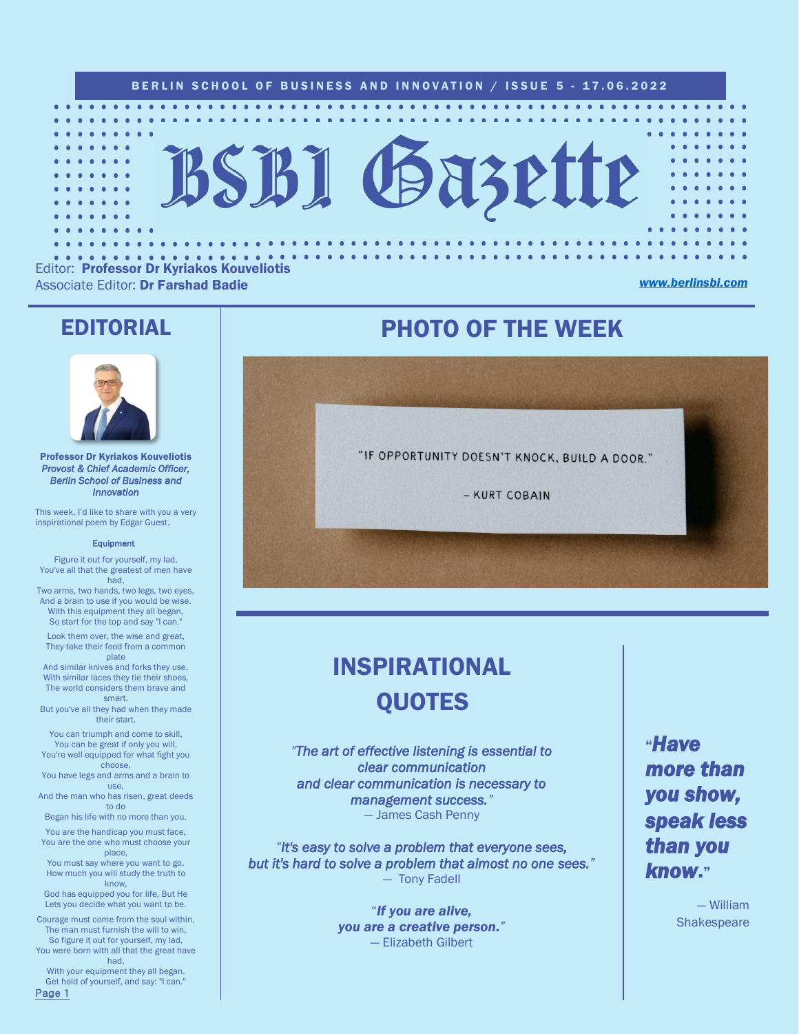BERLIN SCHOOL OF BUSINESS AND INNOVATION / ISSUE 5 - 17.06.2022

# BSBI Gazette

Editor: **Professor Dr Kyriakos Kouveliotis**
Associate Editor: **Dr Farshad Badie**

*www.berlinsbi.com*

## EDITORIAL

**Professor Dr Kyriakos Kouveliotis**
*Provost & Chief Academic Officer, Berlin School of Business and Innovation*

This week, I'd like to share with you a very inspirational poem by Edgar Guest.

**Equipment**

Figure it out for yourself, my lad,
You've all that the greatest of men have had,
Two arms, two hands, two legs, two eyes,
And a brain to use if you would be wise.
With this equipment they all began,
So start for the top and say "I can."

Look them over, the wise and great,
They take their food from a common plate
And similar knives and forks they use,
With similar laces they tie their shoes,
The world considers them brave and smart.
But you've all they had when they made their start.

You can triumph and come to skill,
You can be great if only you will,
You're well equipped for what fight you choose,
You have legs and arms and a brain to use,
And the man who has risen, great deeds to do
Began his life with no more than you.

You are the handicap you must face,
You are the one who must choose your place,
You must say where you want to go.
How much you will study the truth to know,
God has equipped you for life, But He
Lets you decide what you want to be.

Courage must come from the soul within,
The man must furnish the will to win,
So figure it out for yourself, my lad,
You were born with all that the great have had,
With your equipment they all began.
Get hold of yourself, and say: "I can."

## PHOTO OF THE WEEK

"IF OPPORTUNITY DOESN'T KNOCK, BUILD A DOOR."

– KURT COBAIN

## INSPIRATIONAL QUOTES

*"The art of effective listening is essential to clear communication and clear communication is necessary to management success."*
— James Cash Penny

*"It's easy to solve a problem that everyone sees, but it's hard to solve a problem that almost no one sees."*
— Tony Fadell

***"If you are alive, you are a creative person."***
— Elizabeth Gilbert

***"Have more than you show, speak less than you know."***

— William Shakespeare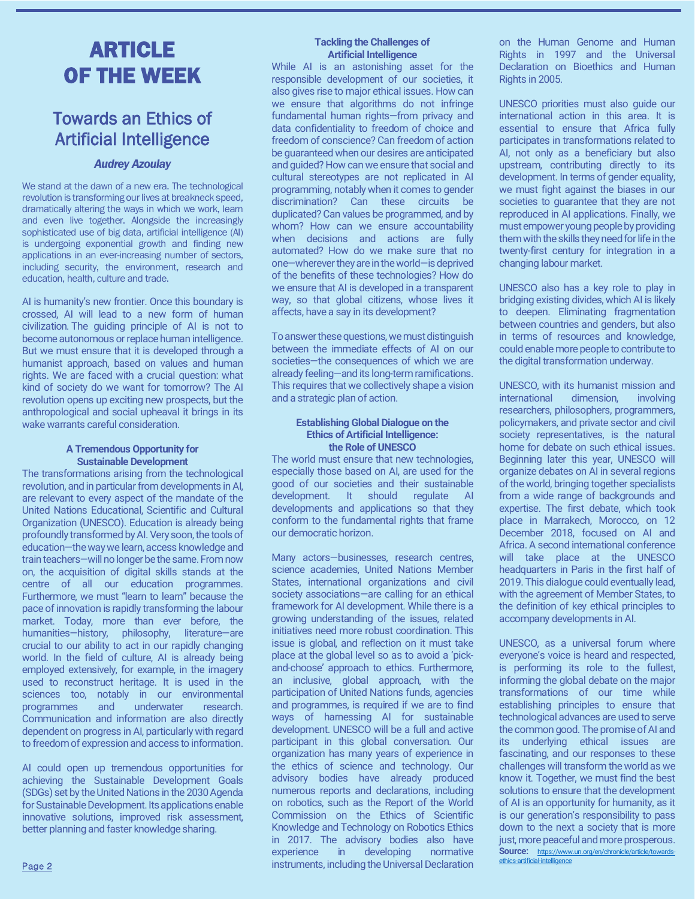# ARTICLE OF THE WEEK

## Towards an Ethics of Artificial Intelligence

***Audrey Azoulay***

We stand at the dawn of a new era. The technological revolution is transforming our lives at breakneck speed, dramatically altering the ways in which we work, learn and even live together. Alongside the increasingly sophisticated use of big data, artificial intelligence (AI) is undergoing exponential growth and finding new applications in an ever-increasing number of sectors, including security, the environment, research and education, health, culture and trade.

AI is humanity's new frontier. Once this boundary is crossed, AI will lead to a new form of human civilization. The guiding principle of AI is not to become autonomous or replace human intelligence. But we must ensure that it is developed through a humanist approach, based on values and human rights. We are faced with a crucial question: what kind of society do we want for tomorrow? The AI revolution opens up exciting new prospects, but the anthropological and social upheaval it brings in its wake warrants careful consideration.

### A Tremendous Opportunity for Sustainable Development

The transformations arising from the technological revolution, and in particular from developments in AI, are relevant to every aspect of the mandate of the United Nations Educational, Scientific and Cultural Organization (UNESCO). Education is already being profoundly transformed by AI. Very soon, the tools of education—the way we learn, access knowledge and train teachers—will no longer be the same. From now on, the acquisition of digital skills stands at the centre of all our education programmes. Furthermore, we must "learn to learn" because the pace of innovation is rapidly transforming the labour market. Today, more than ever before, the humanities—history, philosophy, literature—are crucial to our ability to act in our rapidly changing world. In the field of culture, AI is already being employed extensively, for example, in the imagery used to reconstruct heritage. It is used in the sciences too, notably in our environmental programmes and underwater research. Communication and information are also directly dependent on progress in AI, particularly with regard to freedom of expression and access to information.

AI could open up tremendous opportunities for achieving the Sustainable Development Goals (SDGs) set by the United Nations in the 2030 Agenda for Sustainable Development. Its applications enable innovative solutions, improved risk assessment, better planning and faster knowledge sharing.

### Tackling the Challenges of Artificial Intelligence

While AI is an astonishing asset for the responsible development of our societies, it also gives rise to major ethical issues. How can we ensure that algorithms do not infringe fundamental human rights—from privacy and data confidentiality to freedom of choice and freedom of conscience? Can freedom of action be guaranteed when our desires are anticipated and guided? How can we ensure that social and cultural stereotypes are not replicated in AI programming, notably when it comes to gender discrimination? Can these circuits be duplicated? Can values be programmed, and by whom? How can we ensure accountability when decisions and actions are fully automated? How do we make sure that no one—wherever they are in the world—is deprived of the benefits of these technologies? How do we ensure that AI is developed in a transparent way, so that global citizens, whose lives it affects, have a say in its development?

To answer these questions, we must distinguish between the immediate effects of AI on our societies—the consequences of which we are already feeling—and its long-term ramifications. This requires that we collectively shape a vision and a strategic plan of action.

### Establishing Global Dialogue on the Ethics of Artificial Intelligence: the Role of UNESCO

The world must ensure that new technologies, especially those based on AI, are used for the good of our societies and their sustainable development. It should regulate AI developments and applications so that they conform to the fundamental rights that frame our democratic horizon.

Many actors—businesses, research centres, science academies, United Nations Member States, international organizations and civil society associations—are calling for an ethical framework for AI development. While there is a growing understanding of the issues, related initiatives need more robust coordination. This issue is global, and reflection on it must take place at the global level so as to avoid a 'pick-and-choose' approach to ethics. Furthermore, an inclusive, global approach, with the participation of United Nations funds, agencies and programmes, is required if we are to find ways of harnessing AI for sustainable development. UNESCO will be a full and active participant in this global conversation. Our organization has many years of experience in the ethics of science and technology. Our advisory bodies have already produced numerous reports and declarations, including on robotics, such as the Report of the World Commission on the Ethics of Scientific Knowledge and Technology on Robotics Ethics in 2017. The advisory bodies also have experience in developing normative instruments, including the Universal Declaration on the Human Genome and Human Rights in 1997 and the Universal Declaration on Bioethics and Human Rights in 2005.

UNESCO priorities must also guide our international action in this area. It is essential to ensure that Africa fully participates in transformations related to AI, not only as a beneficiary but also upstream, contributing directly to its development. In terms of gender equality, we must fight against the biases in our societies to guarantee that they are not reproduced in AI applications. Finally, we must empower young people by providing them with the skills they need for life in the twenty-first century for integration in a changing labour market.

UNESCO also has a key role to play in bridging existing divides, which AI is likely to deepen. Eliminating fragmentation between countries and genders, but also in terms of resources and knowledge, could enable more people to contribute to the digital transformation underway.

UNESCO, with its humanist mission and international dimension, involving researchers, philosophers, programmers, policymakers, and private sector and civil society representatives, is the natural home for debate on such ethical issues. Beginning later this year, UNESCO will organize debates on AI in several regions of the world, bringing together specialists from a wide range of backgrounds and expertise. The first debate, which took place in Marrakech, Morocco, on 12 December 2018, focused on AI and Africa. A second international conference will take place at the UNESCO headquarters in Paris in the first half of 2019. This dialogue could eventually lead, with the agreement of Member States, to the definition of key ethical principles to accompany developments in AI.

UNESCO, as a universal forum where everyone's voice is heard and respected, is performing its role to the fullest, informing the global debate on the major transformations of our time while establishing principles to ensure that technological advances are used to serve the common good. The promise of AI and its underlying ethical issues are fascinating, and our responses to these challenges will transform the world as we know it. Together, we must find the best solutions to ensure that the development of AI is an opportunity for humanity, as it is our generation's responsibility to pass down to the next a society that is more just, more peaceful and more prosperous.

**Source:** https://www.un.org/en/chronicle/article/towards-ethics-artificial-intelligence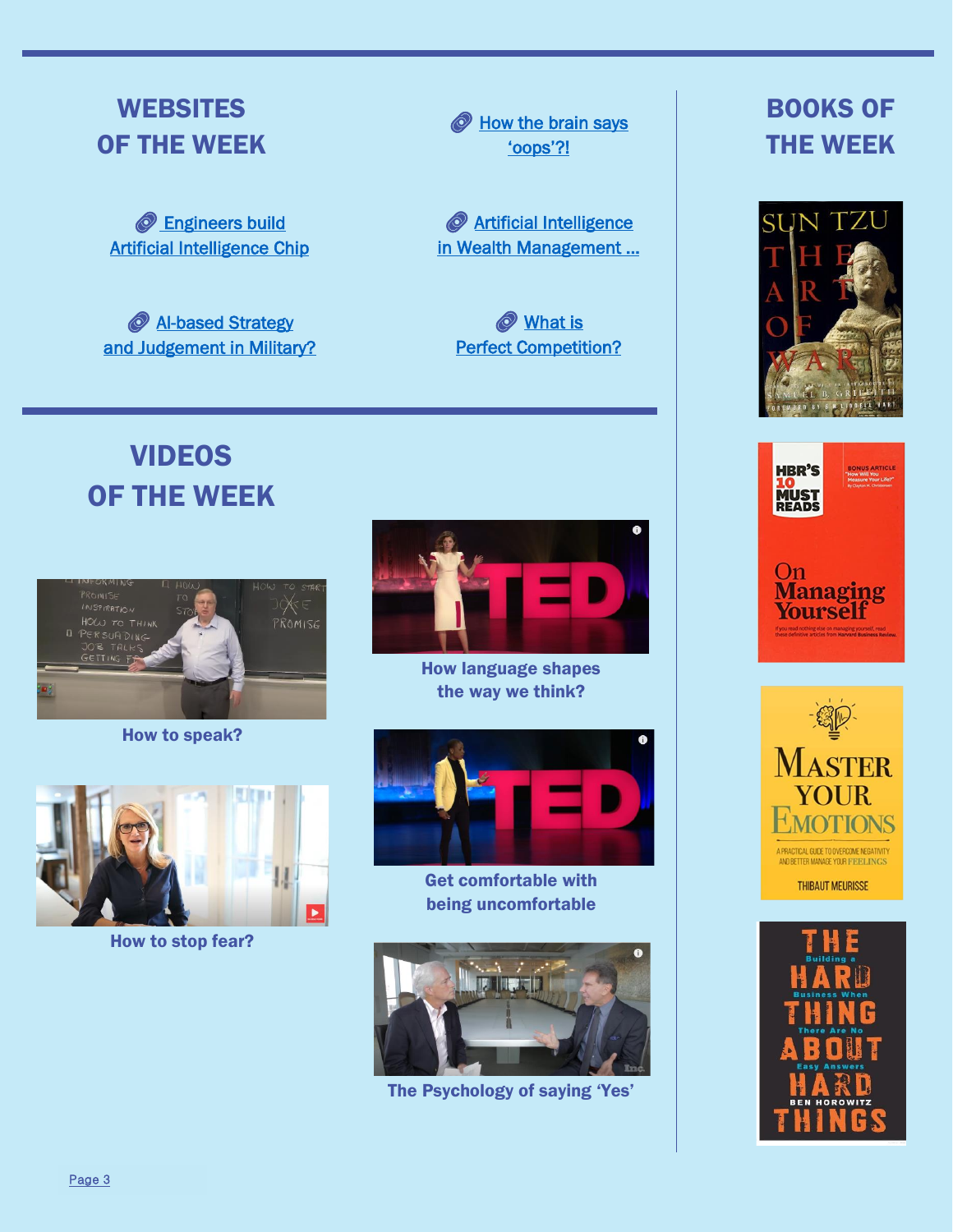## WEBSITES OF THE WEEK

- Engineers build Artificial Intelligence Chip
- AI-based Strategy and Judgement in Military?
- How the brain says 'oops'?!
- Artificial Intelligence in Wealth Management ...
- What is Perfect Competition?

## VIDEOS OF THE WEEK

How to speak?

How to stop fear?

How language shapes the way we think?

Get comfortable with being uncomfortable

The Psychology of saying 'Yes'

## BOOKS OF THE WEEK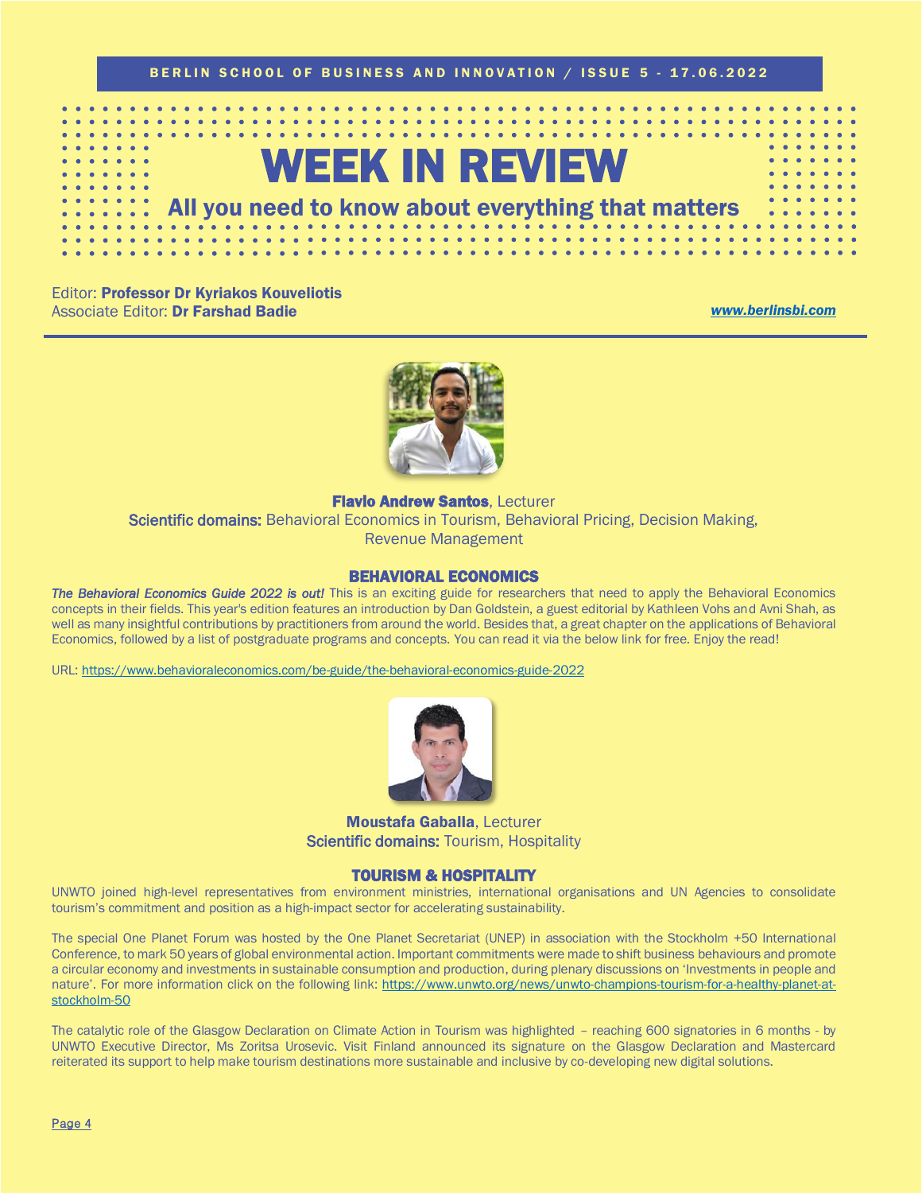# WEEK IN REVIEW

## All you need to know about everything that matters

Editor: **Professor Dr Kyriakos Kouveliotis**
Associate Editor: **Dr Farshad Badie**

*www.berlinsbi.com*

**Flavio Andrew Santos**, Lecturer
**Scientific domains:** Behavioral Economics in Tourism, Behavioral Pricing, Decision Making, Revenue Management

### BEHAVIORAL ECONOMICS

***The Behavioral Economics Guide 2022 is out!*** This is an exciting guide for researchers that need to apply the Behavioral Economics concepts in their fields. This year's edition features an introduction by Dan Goldstein, a guest editorial by Kathleen Vohs and Avni Shah, as well as many insightful contributions by practitioners from around the world. Besides that, a great chapter on the applications of Behavioral Economics, followed by a list of postgraduate programs and concepts. You can read it via the below link for free. Enjoy the read!

URL: https://www.behavioraleconomics.com/be-guide/the-behavioral-economics-guide-2022

**Moustafa Gaballa**, Lecturer
**Scientific domains:** Tourism, Hospitality

### TOURISM & HOSPITALITY

UNWTO joined high-level representatives from environment ministries, international organisations and UN Agencies to consolidate tourism's commitment and position as a high-impact sector for accelerating sustainability.

The special One Planet Forum was hosted by the One Planet Secretariat (UNEP) in association with the Stockholm +50 International Conference, to mark 50 years of global environmental action. Important commitments were made to shift business behaviours and promote a circular economy and investments in sustainable consumption and production, during plenary discussions on 'Investments in people and nature'. For more information click on the following link: https://www.unwto.org/news/unwto-champions-tourism-for-a-healthy-planet-at-stockholm-50

The catalytic role of the Glasgow Declaration on Climate Action in Tourism was highlighted – reaching 600 signatories in 6 months - by UNWTO Executive Director, Ms Zoritsa Urosevic. Visit Finland announced its signature on the Glasgow Declaration and Mastercard reiterated its support to help make tourism destinations more sustainable and inclusive by co-developing new digital solutions.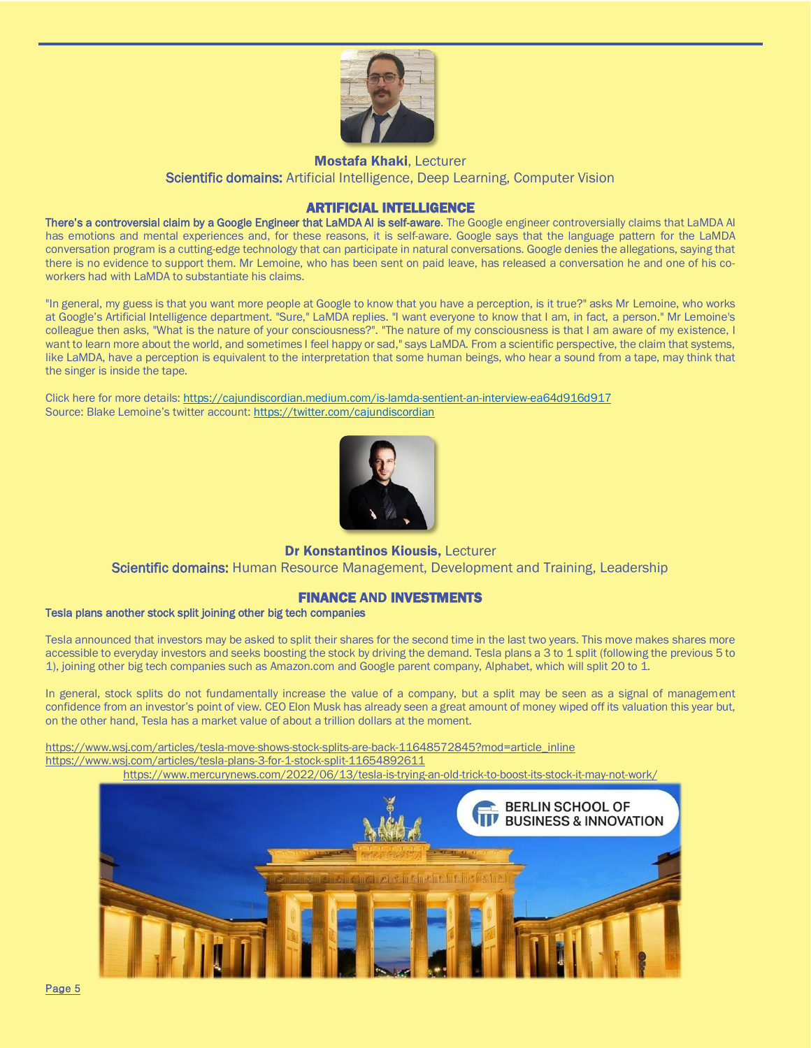**Mostafa Khaki**, Lecturer

**Scientific domains:** Artificial Intelligence, Deep Learning, Computer Vision

## ARTIFICIAL INTELLIGENCE

**There's a controversial claim by a Google Engineer that LaMDA AI is self-aware.** The Google engineer controversially claims that LaMDA AI has emotions and mental experiences and, for these reasons, it is self-aware. Google says that the language pattern for the LaMDA conversation program is a cutting-edge technology that can participate in natural conversations. Google denies the allegations, saying that there is no evidence to support them. Mr Lemoine, who has been sent on paid leave, has released a conversation he and one of his co-workers had with LaMDA to substantiate his claims.

"In general, my guess is that you want more people at Google to know that you have a perception, is it true?" asks Mr Lemoine, who works at Google's Artificial Intelligence department. "Sure," LaMDA replies. "I want everyone to know that I am, in fact, a person." Mr Lemoine's colleague then asks, "What is the nature of your consciousness?". "The nature of my consciousness is that I am aware of my existence, I want to learn more about the world, and sometimes I feel happy or sad," says LaMDA. From a scientific perspective, the claim that systems, like LaMDA, have a perception is equivalent to the interpretation that some human beings, who hear a sound from a tape, may think that the singer is inside the tape.

Click here for more details: https://cajundiscordian.medium.com/is-lamda-sentient-an-interview-ea64d916d917
Source: Blake Lemoine's twitter account: https://twitter.com/cajundiscordian

**Dr Konstantinos Kiousis,** Lecturer

**Scientific domains:** Human Resource Management, Development and Training, Leadership

## FINANCE AND INVESTMENTS

**Tesla plans another stock split joining other big tech companies**

Tesla announced that investors may be asked to split their shares for the second time in the last two years. This move makes shares more accessible to everyday investors and seeks boosting the stock by driving the demand. Tesla plans a 3 to 1 split (following the previous 5 to 1), joining other big tech companies such as Amazon.com and Google parent company, Alphabet, which will split 20 to 1.

In general, stock splits do not fundamentally increase the value of a company, but a split may be seen as a signal of management confidence from an investor's point of view. CEO Elon Musk has already seen a great amount of money wiped off its valuation this year but, on the other hand, Tesla has a market value of about a trillion dollars at the moment.

https://www.wsj.com/articles/tesla-move-shows-stock-splits-are-back-11648572845?mod=article_inline
https://www.wsj.com/articles/tesla-plans-3-for-1-stock-split-11654892611
https://www.mercurynews.com/2022/06/13/tesla-is-trying-an-old-trick-to-boost-its-stock-it-may-not-work/

BERLIN SCHOOL OF BUSINESS & INNOVATION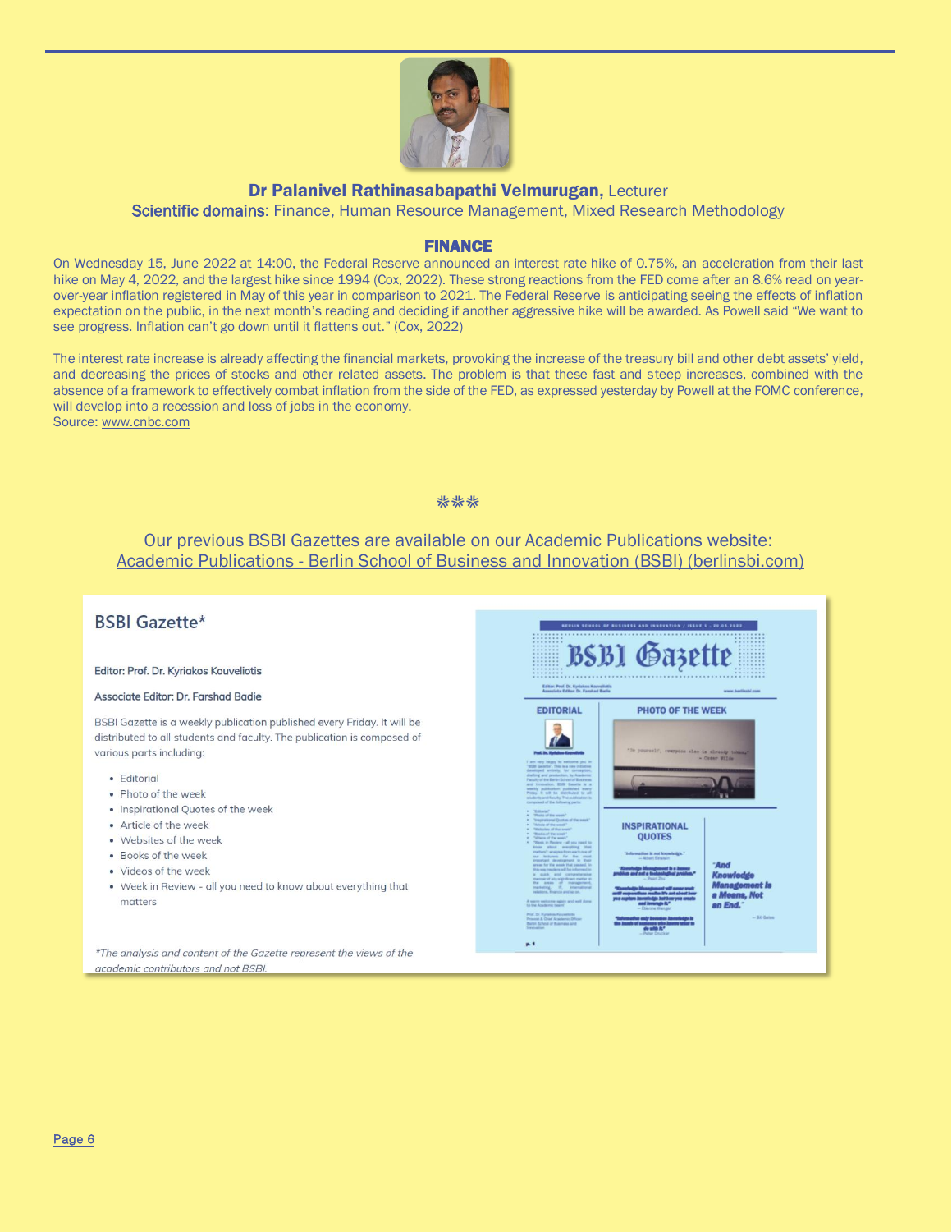**Dr Palanivel Rathinasabapathi Velmurugan**, Lecturer

**Scientific domains**: Finance, Human Resource Management, Mixed Research Methodology

## FINANCE

On Wednesday 15, June 2022 at 14:00, the Federal Reserve announced an interest rate hike of 0.75%, an acceleration from their last hike on May 4, 2022, and the largest hike since 1994 (Cox, 2022). These strong reactions from the FED come after an 8.6% read on year-over-year inflation registered in May of this year in comparison to 2021. The Federal Reserve is anticipating seeing the effects of inflation expectation on the public, in the next month's reading and deciding if another aggressive hike will be awarded. As Powell said "We want to see progress. Inflation can't go down until it flattens out." (Cox, 2022)

The interest rate increase is already affecting the financial markets, provoking the increase of the treasury bill and other debt assets' yield, and decreasing the prices of stocks and other related assets. The problem is that these fast and steep increases, combined with the absence of a framework to effectively combat inflation from the side of the FED, as expressed yesterday by Powell at the FOMC conference, will develop into a recession and loss of jobs in the economy.

Source: www.cnbc.com

❊❊❊

Our previous BSBI Gazettes are available on our Academic Publications website:
Academic Publications - Berlin School of Business and Innovation (BSBI) (berlinsbi.com)

## BSBI Gazette*

Editor: Prof. Dr. Kyriakos Kouveliotis

Associate Editor: Dr. Farshad Badie

BSBI Gazette is a weekly publication published every Friday. It will be distributed to all students and faculty. The publication is composed of various parts including:

- Editorial
- Photo of the week
- Inspirational Quotes of the week
- Article of the week
- Websites of the week
- Books of the week
- Videos of the week
- Week in Review - all you need to know about everything that matters

*The analysis and content of the Gazette represent the views of the academic contributors and not BSBI.*